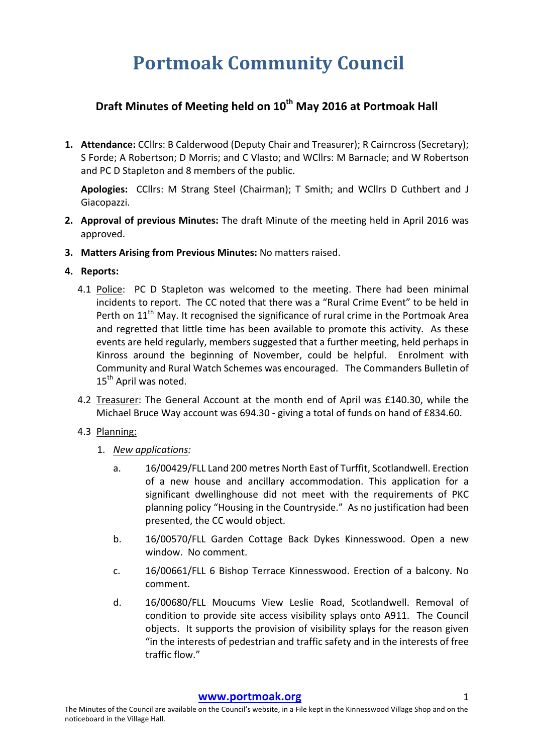# Portmoak Community Council

## Draft Minutes of Meeting held on 10th May 2016 at Portmoak Hall

1. **Attendance:** CCllrs: B Calderwood (Deputy Chair and Treasurer); R Cairncross (Secretary); S Forde; A Robertson; D Morris; and C Vlasto; and WCllrs: M Barnacle; and W Robertson and PC D Stapleton and 8 members of the public.

   **Apologies:** CCllrs: M Strang Steel (Chairman); T Smith; and WCllrs D Cuthbert and J Giacopazzi.

2. **Approval of previous Minutes:** The draft Minute of the meeting held in April 2016 was approved.

3. **Matters Arising from Previous Minutes:** No matters raised.

4. **Reports:**

   4.1 Police: PC D Stapleton was welcomed to the meeting. There had been minimal incidents to report. The CC noted that there was a "Rural Crime Event" to be held in Perth on 11th May. It recognised the significance of rural crime in the Portmoak Area and regretted that little time has been available to promote this activity. As these events are held regularly, members suggested that a further meeting, held perhaps in Kinross around the beginning of November, could be helpful. Enrolment with Community and Rural Watch Schemes was encouraged. The Commanders Bulletin of 15th April was noted.

   4.2 Treasurer: The General Account at the month end of April was £140.30, while the Michael Bruce Way account was 694.30 - giving a total of funds on hand of £834.60.

   4.3 Planning:

   1. *New applications:*

      a. 16/00429/FLL Land 200 metres North East of Turffit, Scotlandwell. Erection of a new house and ancillary accommodation. This application for a significant dwellinghouse did not meet with the requirements of PKC planning policy "Housing in the Countryside." As no justification had been presented, the CC would object.

      b. 16/00570/FLL Garden Cottage Back Dykes Kinnesswood. Open a new window. No comment.

      c. 16/00661/FLL 6 Bishop Terrace Kinnesswood. Erection of a balcony. No comment.

      d. 16/00680/FLL Moucums View Leslie Road, Scotlandwell. Removal of condition to provide site access visibility splays onto A911. The Council objects. It supports the provision of visibility splays for the reason given "in the interests of pedestrian and traffic safety and in the interests of free traffic flow."

www.portmoak.org

The Minutes of the Council are available on the Council's website, in a File kept in the Kinnesswood Village Shop and on the noticeboard in the Village Hall.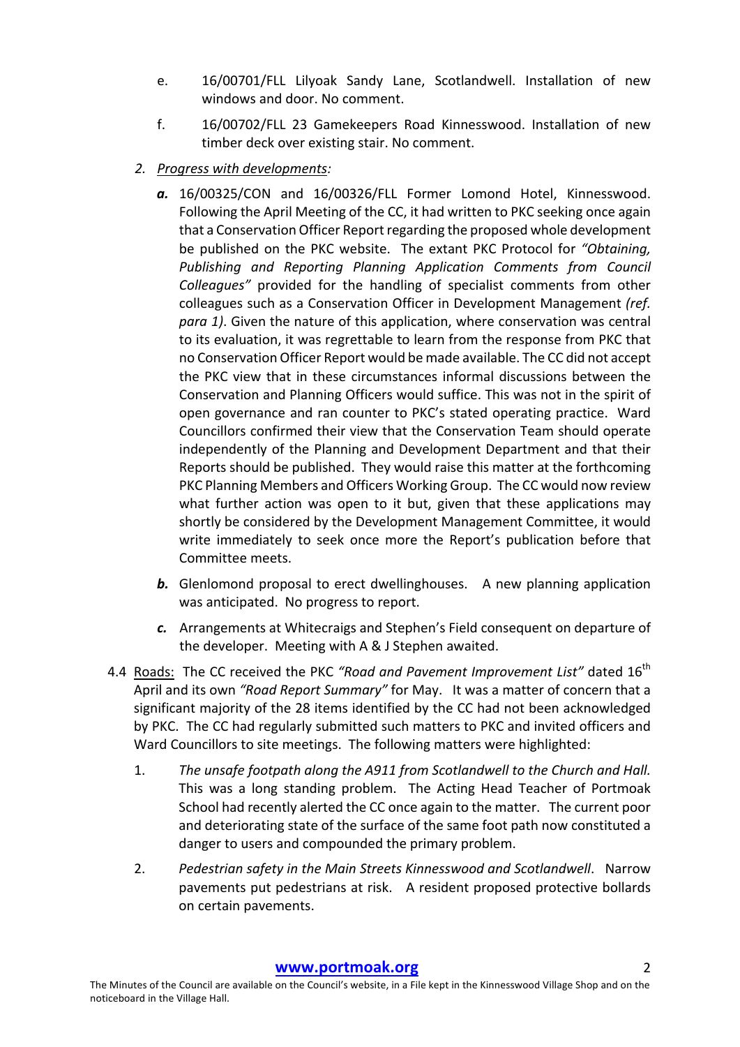e. 16/00701/FLL Lilyoak Sandy Lane, Scotlandwell. Installation of new windows and door. No comment.

f. 16/00702/FLL 23 Gamekeepers Road Kinnesswood. Installation of new timber deck over existing stair. No comment.

2. *Progress with developments:*

   ***a.*** 16/00325/CON and 16/00326/FLL Former Lomond Hotel, Kinnesswood. Following the April Meeting of the CC, it had written to PKC seeking once again that a Conservation Officer Report regarding the proposed whole development be published on the PKC website. The extant PKC Protocol for *"Obtaining, Publishing and Reporting Planning Application Comments from Council Colleagues"* provided for the handling of specialist comments from other colleagues such as a Conservation Officer in Development Management *(ref. para 1)*. Given the nature of this application, where conservation was central to its evaluation, it was regrettable to learn from the response from PKC that no Conservation Officer Report would be made available. The CC did not accept the PKC view that in these circumstances informal discussions between the Conservation and Planning Officers would suffice. This was not in the spirit of open governance and ran counter to PKC's stated operating practice. Ward Councillors confirmed their view that the Conservation Team should operate independently of the Planning and Development Department and that their Reports should be published. They would raise this matter at the forthcoming PKC Planning Members and Officers Working Group. The CC would now review what further action was open to it but, given that these applications may shortly be considered by the Development Management Committee, it would write immediately to seek once more the Report's publication before that Committee meets.

   ***b.*** Glenlomond proposal to erect dwellinghouses. A new planning application was anticipated. No progress to report.

   ***c.*** Arrangements at Whitecraigs and Stephen's Field consequent on departure of the developer. Meeting with A & J Stephen awaited.

4.4 Roads: The CC received the PKC *"Road and Pavement Improvement List"* dated 16th April and its own *"Road Report Summary"* for May. It was a matter of concern that a significant majority of the 28 items identified by the CC had not been acknowledged by PKC. The CC had regularly submitted such matters to PKC and invited officers and Ward Councillors to site meetings. The following matters were highlighted:

1. *The unsafe footpath along the A911 from Scotlandwell to the Church and Hall.* This was a long standing problem. The Acting Head Teacher of Portmoak School had recently alerted the CC once again to the matter. The current poor and deteriorating state of the surface of the same foot path now constituted a danger to users and compounded the primary problem.

2. *Pedestrian safety in the Main Streets Kinnesswood and Scotlandwell*. Narrow pavements put pedestrians at risk. A resident proposed protective bollards on certain pavements.

The Minutes of the Council are available on the Council's website, in a File kept in the Kinnesswood Village Shop and on the noticeboard in the Village Hall.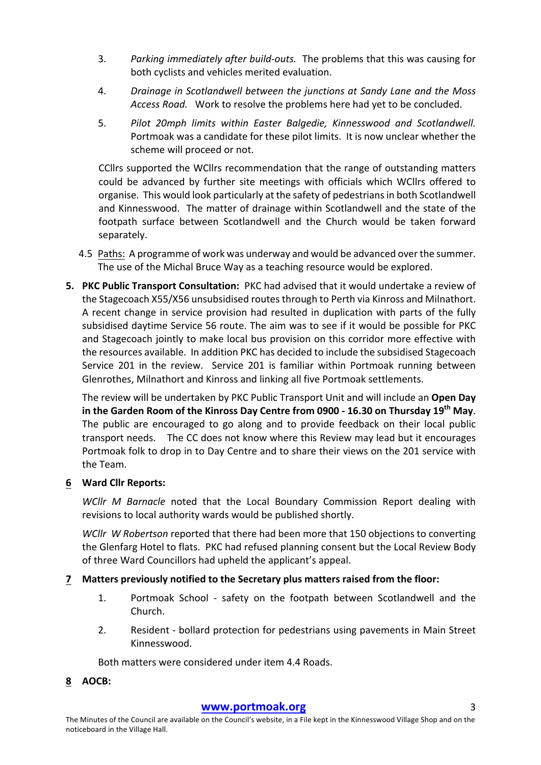3. *Parking immediately after build-outs.* The problems that this was causing for both cyclists and vehicles merited evaluation.

4. *Drainage in Scotlandwell between the junctions at Sandy Lane and the Moss Access Road.* Work to resolve the problems here had yet to be concluded.

5. *Pilot 20mph limits within Easter Balgedie, Kinnesswood and Scotlandwell.* Portmoak was a candidate for these pilot limits. It is now unclear whether the scheme will proceed or not.

CCllrs supported the WCllrs recommendation that the range of outstanding matters could be advanced by further site meetings with officials which WCllrs offered to organise. This would look particularly at the safety of pedestrians in both Scotlandwell and Kinnesswood. The matter of drainage within Scotlandwell and the state of the footpath surface between Scotlandwell and the Church would be taken forward separately.

4.5 Paths: A programme of work was underway and would be advanced over the summer. The use of the Michal Bruce Way as a teaching resource would be explored.

**5. PKC Public Transport Consultation:** PKC had advised that it would undertake a review of the Stagecoach X55/X56 unsubsidised routes through to Perth via Kinross and Milnathort. A recent change in service provision had resulted in duplication with parts of the fully subsidised daytime Service 56 route. The aim was to see if it would be possible for PKC and Stagecoach jointly to make local bus provision on this corridor more effective with the resources available. In addition PKC has decided to include the subsidised Stagecoach Service 201 in the review. Service 201 is familiar within Portmoak running between Glenrothes, Milnathort and Kinross and linking all five Portmoak settlements.

The review will be undertaken by PKC Public Transport Unit and will include an **Open Day in the Garden Room of the Kinross Day Centre from 0900 - 16.30 on Thursday 19th May**. The public are encouraged to go along and to provide feedback on their local public transport needs. The CC does not know where this Review may lead but it encourages Portmoak folk to drop in to Day Centre and to share their views on the 201 service with the Team.

**6 Ward Cllr Reports:**

*WCllr M Barnacle* noted that the Local Boundary Commission Report dealing with revisions to local authority wards would be published shortly.

*WCllr W Robertson* reported that there had been more that 150 objections to converting the Glenfarg Hotel to flats. PKC had refused planning consent but the Local Review Body of three Ward Councillors had upheld the applicant's appeal.

**7 Matters previously notified to the Secretary plus matters raised from the floor:**

1. Portmoak School - safety on the footpath between Scotlandwell and the Church.

2. Resident - bollard protection for pedestrians using pavements in Main Street Kinnesswood.

Both matters were considered under item 4.4 Roads.

**8 AOCB:**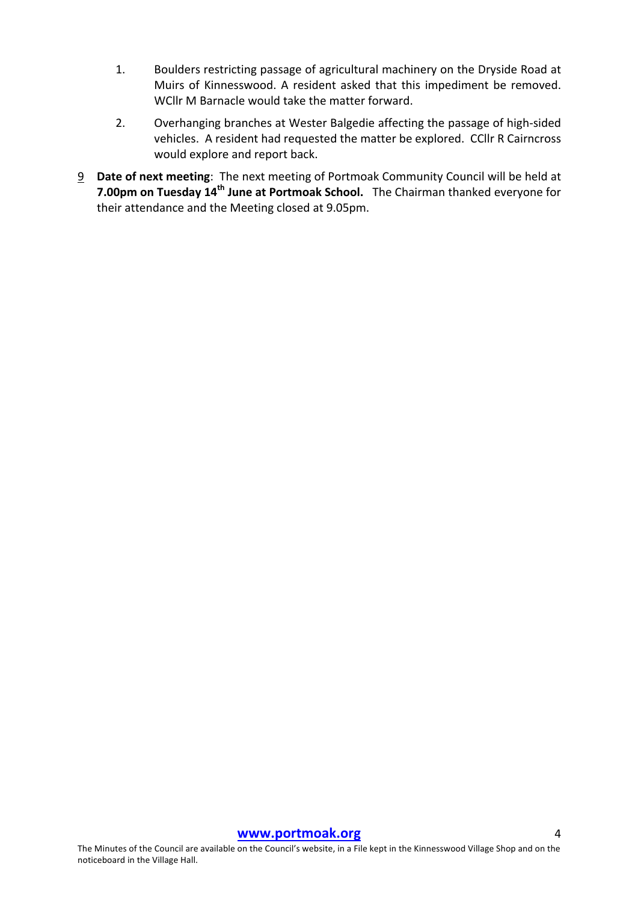1. Boulders restricting passage of agricultural machinery on the Dryside Road at Muirs of Kinnesswood. A resident asked that this impediment be removed. WCllr M Barnacle would take the matter forward.

2. Overhanging branches at Wester Balgedie affecting the passage of high-sided vehicles. A resident had requested the matter be explored. CCllr R Cairncross would explore and report back.

9 **Date of next meeting**: The next meeting of Portmoak Community Council will be held at **7.00pm on Tuesday 14th June at Portmoak School.** The Chairman thanked everyone for their attendance and the Meeting closed at 9.05pm.

**www.portmoak.org**

The Minutes of the Council are available on the Council's website, in a File kept in the Kinnesswood Village Shop and on the noticeboard in the Village Hall.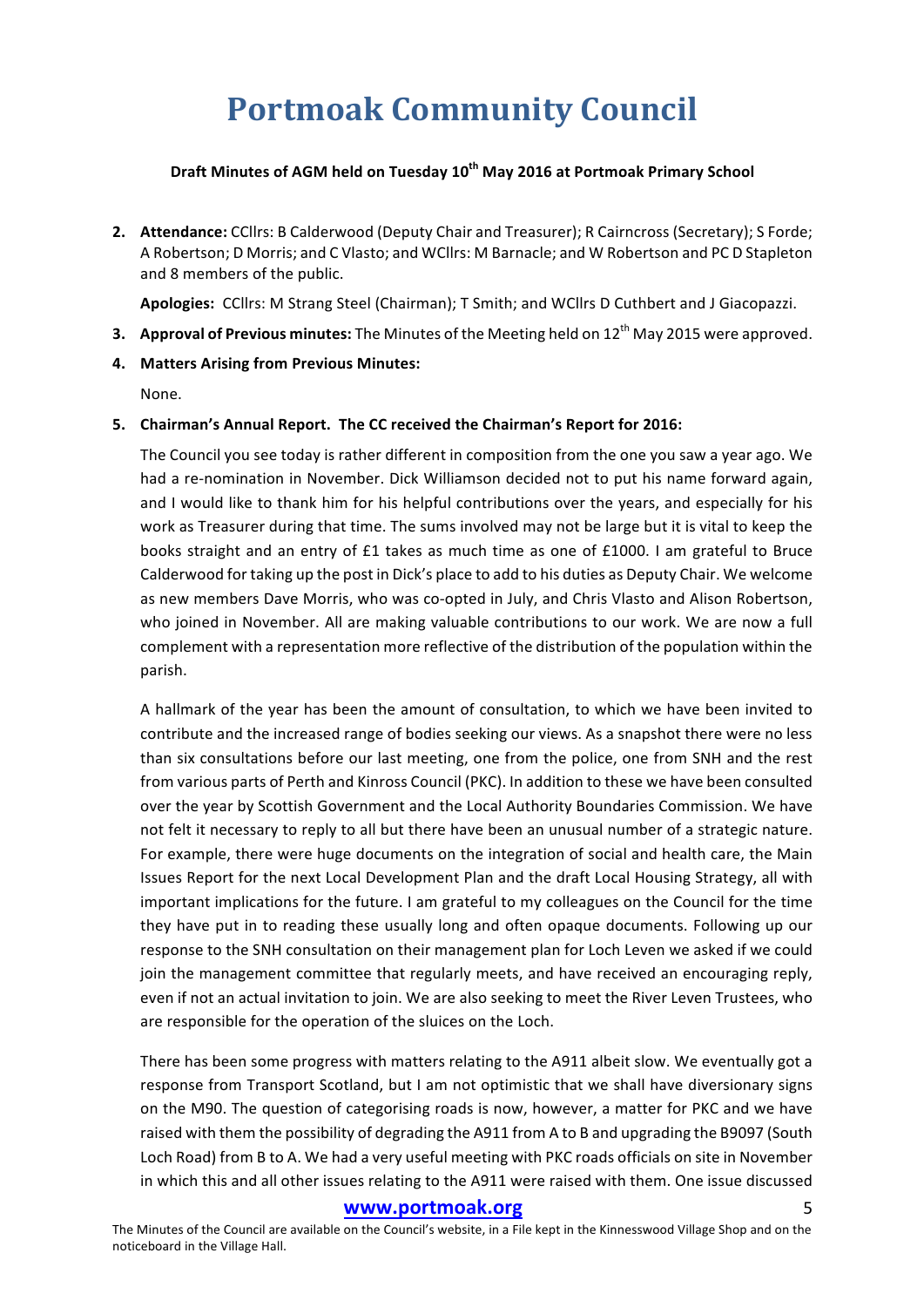# Portmoak Community Council

**Draft Minutes of AGM held on Tuesday 10th May 2016 at Portmoak Primary School**

2. **Attendance:** CCllrs: B Calderwood (Deputy Chair and Treasurer); R Cairncross (Secretary); S Forde; A Robertson; D Morris; and C Vlasto; and WCllrs: M Barnacle; and W Robertson and PC D Stapleton and 8 members of the public.

   **Apologies:** CCllrs: M Strang Steel (Chairman); T Smith; and WCllrs D Cuthbert and J Giacopazzi.

3. **Approval of Previous minutes:** The Minutes of the Meeting held on 12th May 2015 were approved.

4. **Matters Arising from Previous Minutes:**

   None.

5. **Chairman's Annual Report. The CC received the Chairman's Report for 2016:**

   The Council you see today is rather different in composition from the one you saw a year ago. We had a re-nomination in November. Dick Williamson decided not to put his name forward again, and I would like to thank him for his helpful contributions over the years, and especially for his work as Treasurer during that time. The sums involved may not be large but it is vital to keep the books straight and an entry of £1 takes as much time as one of £1000. I am grateful to Bruce Calderwood for taking up the post in Dick's place to add to his duties as Deputy Chair. We welcome as new members Dave Morris, who was co-opted in July, and Chris Vlasto and Alison Robertson, who joined in November. All are making valuable contributions to our work. We are now a full complement with a representation more reflective of the distribution of the population within the parish.

   A hallmark of the year has been the amount of consultation, to which we have been invited to contribute and the increased range of bodies seeking our views. As a snapshot there were no less than six consultations before our last meeting, one from the police, one from SNH and the rest from various parts of Perth and Kinross Council (PKC). In addition to these we have been consulted over the year by Scottish Government and the Local Authority Boundaries Commission. We have not felt it necessary to reply to all but there have been an unusual number of a strategic nature. For example, there were huge documents on the integration of social and health care, the Main Issues Report for the next Local Development Plan and the draft Local Housing Strategy, all with important implications for the future. I am grateful to my colleagues on the Council for the time they have put in to reading these usually long and often opaque documents. Following up our response to the SNH consultation on their management plan for Loch Leven we asked if we could join the management committee that regularly meets, and have received an encouraging reply, even if not an actual invitation to join. We are also seeking to meet the River Leven Trustees, who are responsible for the operation of the sluices on the Loch.

   There has been some progress with matters relating to the A911 albeit slow. We eventually got a response from Transport Scotland, but I am not optimistic that we shall have diversionary signs on the M90. The question of categorising roads is now, however, a matter for PKC and we have raised with them the possibility of degrading the A911 from A to B and upgrading the B9097 (South Loch Road) from B to A. We had a very useful meeting with PKC roads officials on site in November in which this and all other issues relating to the A911 were raised with them. One issue discussed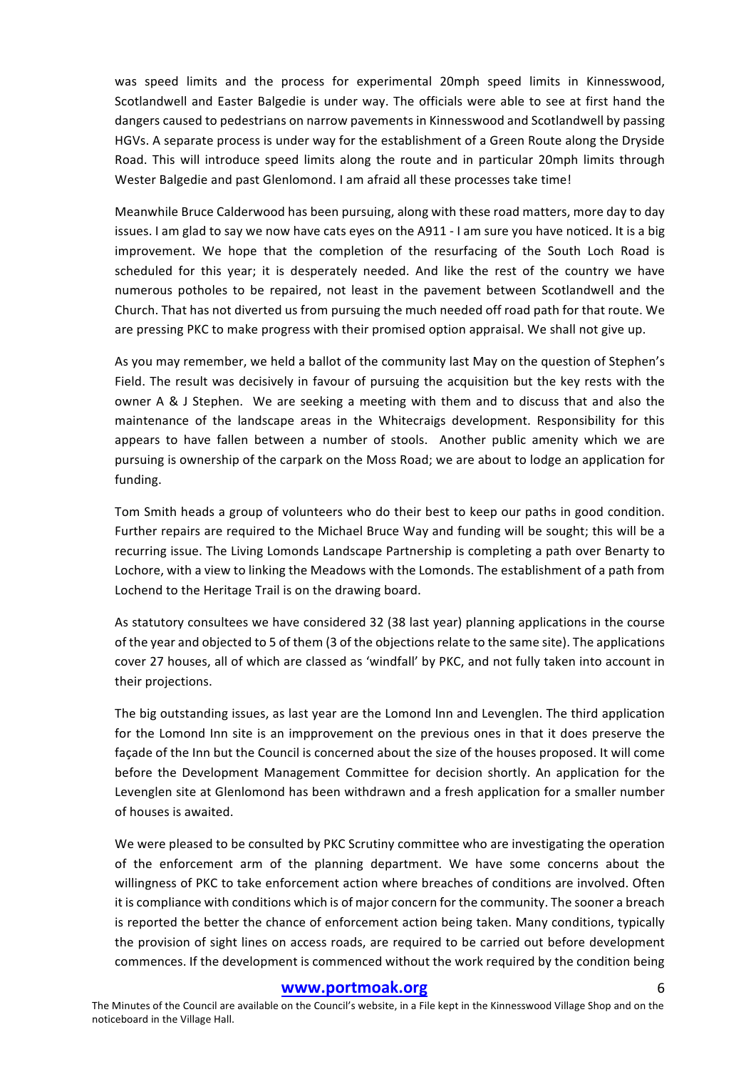was speed limits and the process for experimental 20mph speed limits in Kinnesswood, Scotlandwell and Easter Balgedie is under way. The officials were able to see at first hand the dangers caused to pedestrians on narrow pavements in Kinnesswood and Scotlandwell by passing HGVs. A separate process is under way for the establishment of a Green Route along the Dryside Road. This will introduce speed limits along the route and in particular 20mph limits through Wester Balgedie and past Glenlomond. I am afraid all these processes take time!

Meanwhile Bruce Calderwood has been pursuing, along with these road matters, more day to day issues. I am glad to say we now have cats eyes on the A911 - I am sure you have noticed. It is a big improvement. We hope that the completion of the resurfacing of the South Loch Road is scheduled for this year; it is desperately needed. And like the rest of the country we have numerous potholes to be repaired, not least in the pavement between Scotlandwell and the Church. That has not diverted us from pursuing the much needed off road path for that route. We are pressing PKC to make progress with their promised option appraisal. We shall not give up.

As you may remember, we held a ballot of the community last May on the question of Stephen's Field. The result was decisively in favour of pursuing the acquisition but the key rests with the owner A & J Stephen. We are seeking a meeting with them and to discuss that and also the maintenance of the landscape areas in the Whitecraigs development. Responsibility for this appears to have fallen between a number of stools. Another public amenity which we are pursuing is ownership of the carpark on the Moss Road; we are about to lodge an application for funding.

Tom Smith heads a group of volunteers who do their best to keep our paths in good condition. Further repairs are required to the Michael Bruce Way and funding will be sought; this will be a recurring issue. The Living Lomonds Landscape Partnership is completing a path over Benarty to Lochore, with a view to linking the Meadows with the Lomonds. The establishment of a path from Lochend to the Heritage Trail is on the drawing board.

As statutory consultees we have considered 32 (38 last year) planning applications in the course of the year and objected to 5 of them (3 of the objections relate to the same site). The applications cover 27 houses, all of which are classed as 'windfall' by PKC, and not fully taken into account in their projections.

The big outstanding issues, as last year are the Lomond Inn and Levenglen. The third application for the Lomond Inn site is an impprovement on the previous ones in that it does preserve the façade of the Inn but the Council is concerned about the size of the houses proposed. It will come before the Development Management Committee for decision shortly. An application for the Levenglen site at Glenlomond has been withdrawn and a fresh application for a smaller number of houses is awaited.

We were pleased to be consulted by PKC Scrutiny committee who are investigating the operation of the enforcement arm of the planning department. We have some concerns about the willingness of PKC to take enforcement action where breaches of conditions are involved. Often it is compliance with conditions which is of major concern for the community. The sooner a breach is reported the better the chance of enforcement action being taken. Many conditions, typically the provision of sight lines on access roads, are required to be carried out before development commences. If the development is commenced without the work required by the condition being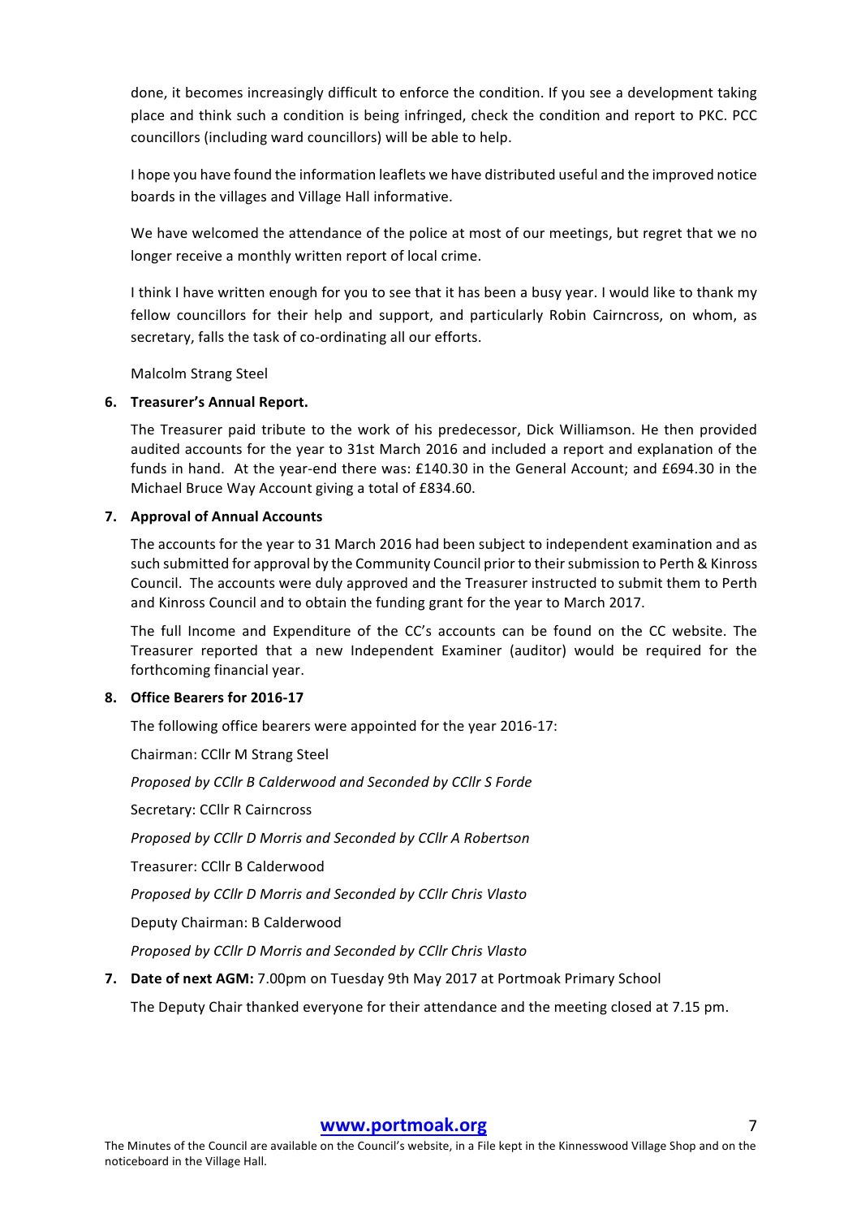done, it becomes increasingly difficult to enforce the condition. If you see a development taking place and think such a condition is being infringed, check the condition and report to PKC. PCC councillors (including ward councillors) will be able to help.

I hope you have found the information leaflets we have distributed useful and the improved notice boards in the villages and Village Hall informative.

We have welcomed the attendance of the police at most of our meetings, but regret that we no longer receive a monthly written report of local crime.

I think I have written enough for you to see that it has been a busy year. I would like to thank my fellow councillors for their help and support, and particularly Robin Cairncross, on whom, as secretary, falls the task of co-ordinating all our efforts.

Malcolm Strang Steel

6. **Treasurer's Annual Report.**

   The Treasurer paid tribute to the work of his predecessor, Dick Williamson. He then provided audited accounts for the year to 31st March 2016 and included a report and explanation of the funds in hand. At the year-end there was: £140.30 in the General Account; and £694.30 in the Michael Bruce Way Account giving a total of £834.60.

7. **Approval of Annual Accounts**

   The accounts for the year to 31 March 2016 had been subject to independent examination and as such submitted for approval by the Community Council prior to their submission to Perth & Kinross Council. The accounts were duly approved and the Treasurer instructed to submit them to Perth and Kinross Council and to obtain the funding grant for the year to March 2017.

   The full Income and Expenditure of the CC's accounts can be found on the CC website. The Treasurer reported that a new Independent Examiner (auditor) would be required for the forthcoming financial year.

8. **Office Bearers for 2016-17**

   The following office bearers were appointed for the year 2016-17:

   Chairman: CCllr M Strang Steel

   *Proposed by CCllr B Calderwood and Seconded by CCllr S Forde*

   Secretary: CCllr R Cairncross

   *Proposed by CCllr D Morris and Seconded by CCllr A Robertson*

   Treasurer: CCllr B Calderwood

   *Proposed by CCllr D Morris and Seconded by CCllr Chris Vlasto*

   Deputy Chairman: B Calderwood

   *Proposed by CCllr D Morris and Seconded by CCllr Chris Vlasto*

7. **Date of next AGM:** 7.00pm on Tuesday 9th May 2017 at Portmoak Primary School

   The Deputy Chair thanked everyone for their attendance and the meeting closed at 7.15 pm.